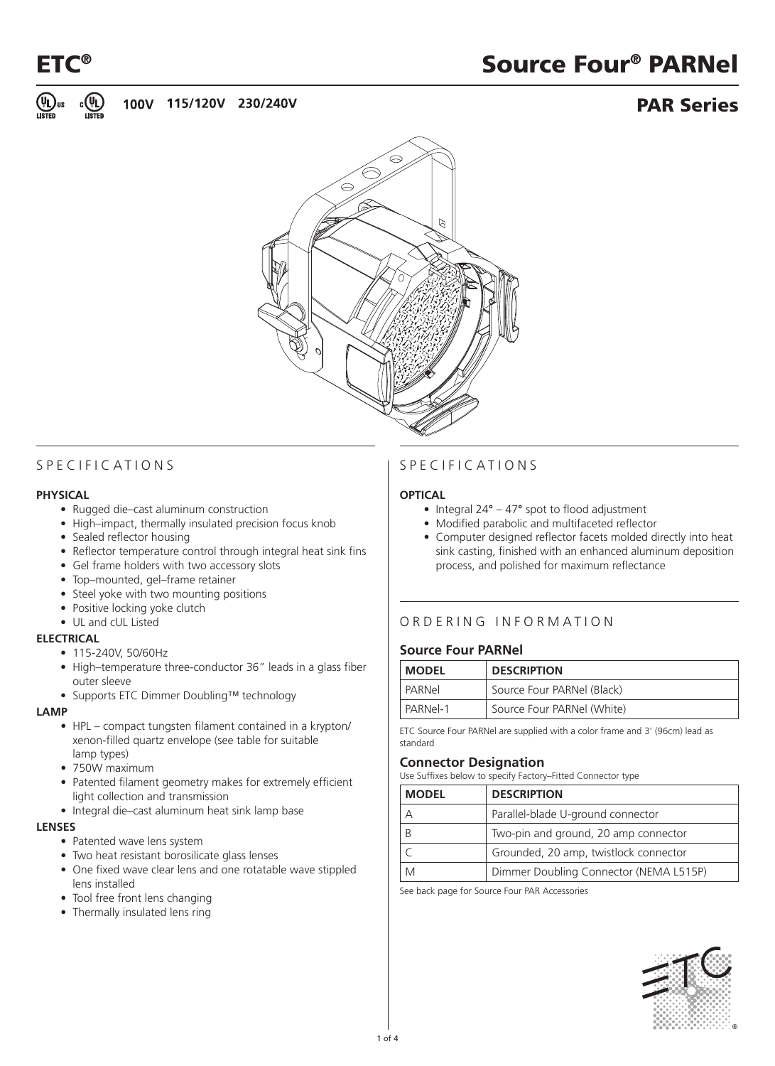# ETC®

# Source Four® PARNel

100V 115/120V 230/240V

## PAR Series

## SPECIFICATIONS

**PHYSICAL**

- Rugged die–cast aluminum construction
- High–impact, thermally insulated precision focus knob
- Sealed reflector housing
- Reflector temperature control through integral heat sink fins
- Gel frame holders with two accessory slots
- Top–mounted, gel–frame retainer
- Steel yoke with two mounting positions
- Positive locking yoke clutch
- UL and cUL Listed

**ELECTRICAL**

- 115-240V, 50/60Hz
- High–temperature three-conductor 36" leads in a glass fiber outer sleeve
- Supports ETC Dimmer Doubling™ technology

**LAMP**

- HPL – compact tungsten filament contained in a krypton/ xenon-filled quartz envelope (see table for suitable lamp types)
- 750W maximum
- Patented filament geometry makes for extremely efficient light collection and transmission
- Integral die–cast aluminum heat sink lamp base

**LENSES**

- Patented wave lens system
- Two heat resistant borosilicate glass lenses
- One fixed wave clear lens and one rotatable wave stippled lens installed
- Tool free front lens changing
- Thermally insulated lens ring

## SPECIFICATIONS

**OPTICAL**

- Integral 24° – 47° spot to flood adjustment
- Modified parabolic and multifaceted reflector
- Computer designed reflector facets molded directly into heat sink casting, finished with an enhanced aluminum deposition process, and polished for maximum reflectance

## ORDERING INFORMATION

### Source Four PARNel

| MODEL | DESCRIPTION |
|---|---|
| PARNel | Source Four PARNel (Black) |
| PARNel-1 | Source Four PARNel (White) |

ETC Source Four PARNel are supplied with a color frame and 3' (96cm) lead as standard

### Connector Designation

Use Suffixes below to specify Factory–Fitted Connector type

| MODEL | DESCRIPTION |
|---|---|
| A | Parallel-blade U-ground connector |
| B | Two-pin and ground, 20 amp connector |
| C | Grounded, 20 amp, twistlock connector |
| M | Dimmer Doubling Connector (NEMA L515P) |

See back page for Source Four PAR Accessories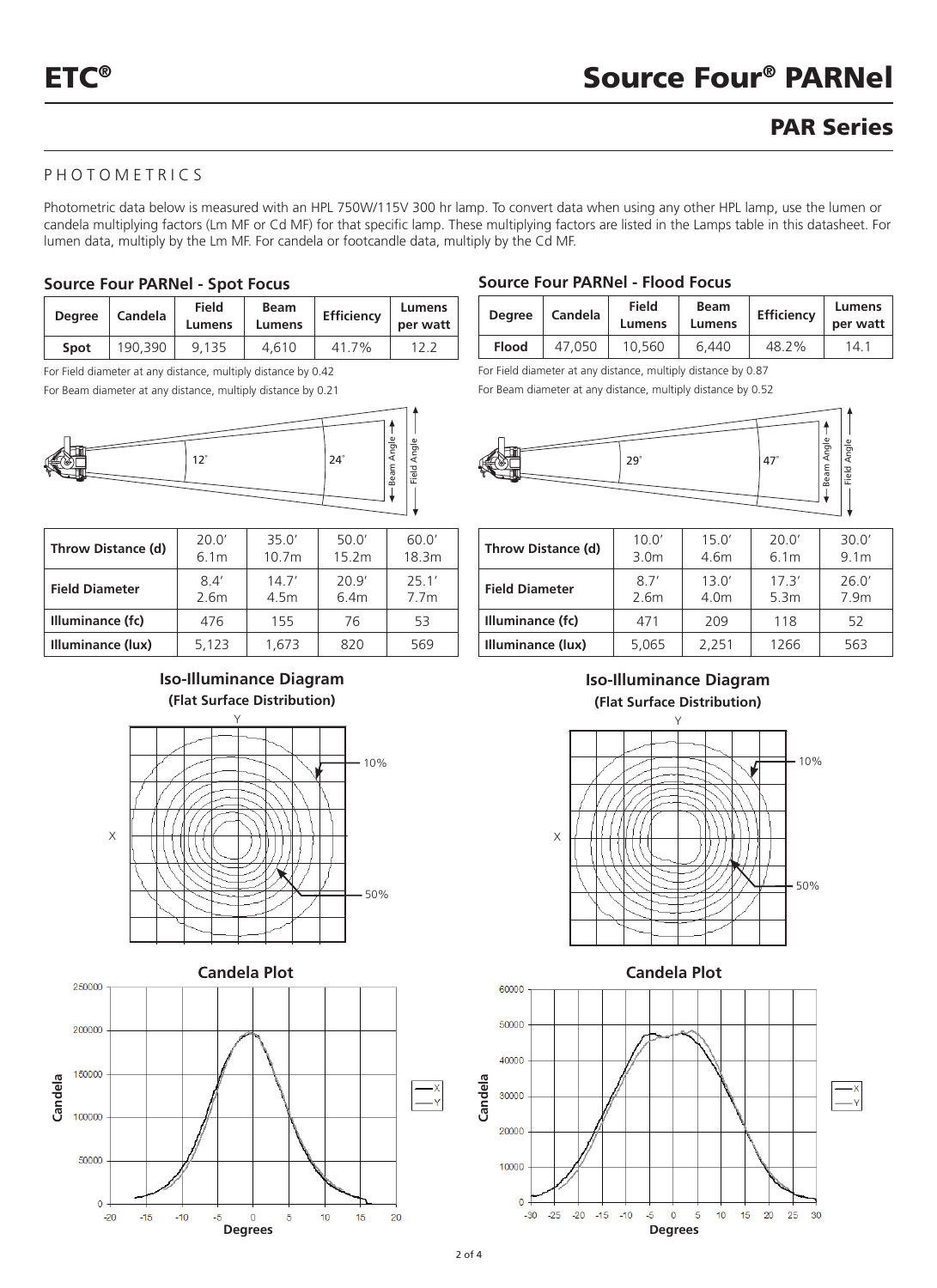## PAR Series

PHOTOMETRICS

Photometric data below is measured with an HPL 750W/115V 300 hr lamp. To convert data when using any other HPL lamp, use the lumen or candela multiplying factors (Lm MF or Cd MF) for that specific lamp. These multiplying factors are listed in the Lamps table in this datasheet. For lumen data, multiply by the Lm MF. For candela or footcandle data, multiply by the Cd MF.

### Source Four PARNel - Spot Focus

| Degree | Candela | Field Lumens | Beam Lumens | Efficiency | Lumens per watt |
|---|---|---|---|---|---|
| **Spot** | 190,390 | 9,135 | 4,610 | 41.7% | 12.2 |

For Field diameter at any distance, multiply distance by 0.42

For Beam diameter at any distance, multiply distance by 0.21

Beam Angle 12˚ — Field Angle 24˚

| Throw Distance (d) | 20.0′ 6.1m | 35.0′ 10.7m | 50.0′ 15.2m | 60.0′ 18.3m |
|---|---|---|---|---|
| **Field Diameter** | 8.4′ 2.6m | 14.7′ 4.5m | 20.9′ 6.4m | 25.1′ 7.7m |
| **Illuminance (fc)** | 476 | 155 | 76 | 53 |
| **Illuminance (lux)** | 5,123 | 1,673 | 820 | 569 |

**Iso-Illuminance Diagram (Flat Surface Distribution)**

**Candela Plot**

### Source Four PARNel - Flood Focus

| Degree | Candela | Field Lumens | Beam Lumens | Efficiency | Lumens per watt |
|---|---|---|---|---|---|
| **Flood** | 47,050 | 10,560 | 6,440 | 48.2% | 14.1 |

For Field diameter at any distance, multiply distance by 0.87

For Beam diameter at any distance, multiply distance by 0.52

Beam Angle 29˚ — Field Angle 47˚

| Throw Distance (d) | 10.0′ 3.0m | 15.0′ 4.6m | 20.0′ 6.1m | 30.0′ 9.1m |
|---|---|---|---|---|
| **Field Diameter** | 8.7′ 2.6m | 13.0′ 4.0m | 17.3′ 5.3m | 26.0′ 7.9m |
| **Illuminance (fc)** | 471 | 209 | 118 | 52 |
| **Illuminance (lux)** | 5,065 | 2,251 | 1266 | 563 |

**Iso-Illuminance Diagram (Flat Surface Distribution)**

**Candela Plot**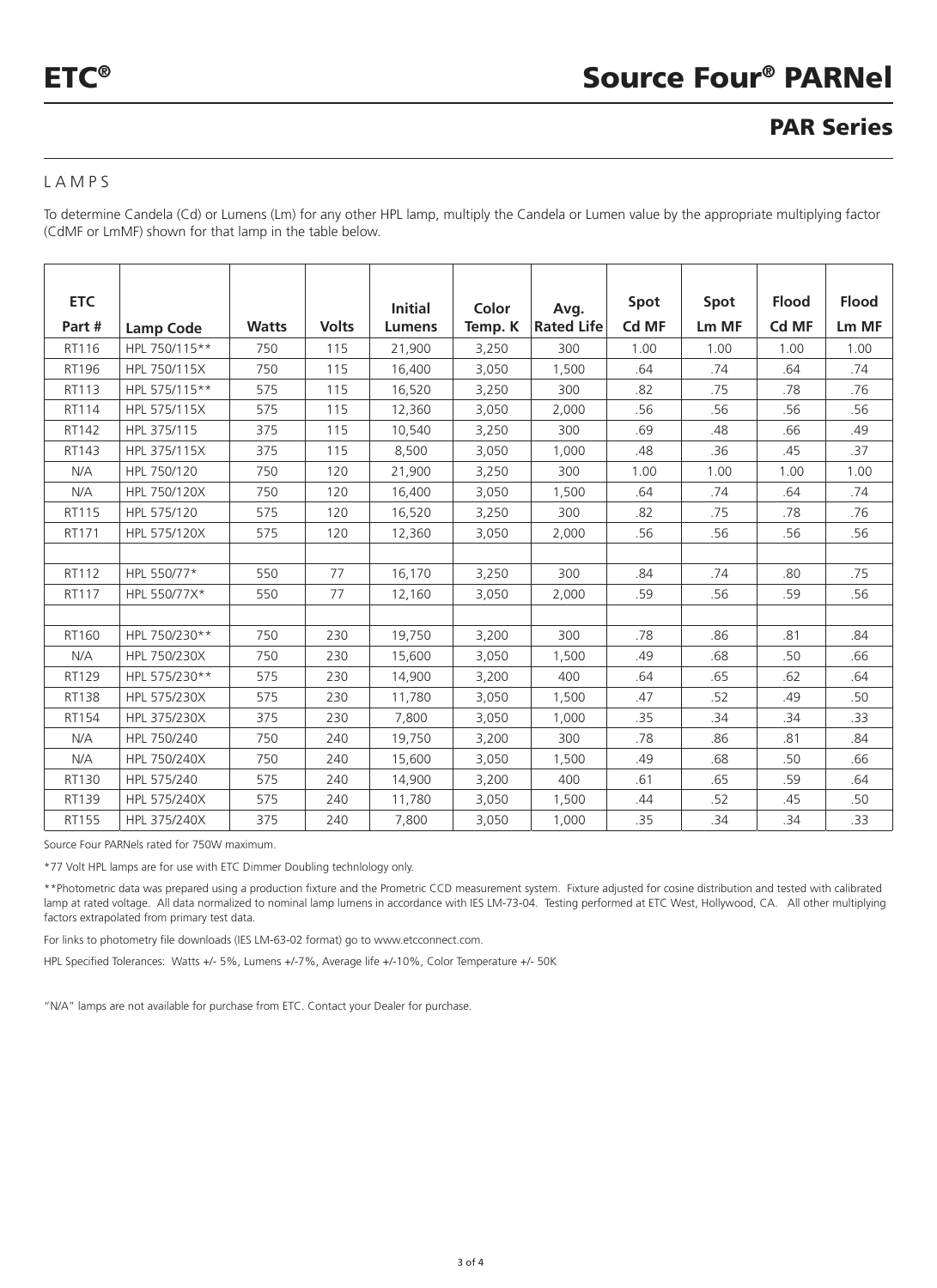# ETC®

# Source Four® PARNel

## PAR Series

### LAMPS

To determine Candela (Cd) or Lumens (Lm) for any other HPL lamp, multiply the Candela or Lumen value by the appropriate multiplying factor (CdMF or LmMF) shown for that lamp in the table below.

| ETC Part # | Lamp Code | Watts | Volts | Initial Lumens | Color Temp. K | Avg. Rated Life | Spot Cd MF | Spot Lm MF | Flood Cd MF | Flood Lm MF |
|---|---|---|---|---|---|---|---|---|---|---|
| RT116 | HPL 750/115** | 750 | 115 | 21,900 | 3,250 | 300 | 1.00 | 1.00 | 1.00 | 1.00 |
| RT196 | HPL 750/115X | 750 | 115 | 16,400 | 3,050 | 1,500 | .64 | .74 | .64 | .74 |
| RT113 | HPL 575/115** | 575 | 115 | 16,520 | 3,250 | 300 | .82 | .75 | .78 | .76 |
| RT114 | HPL 575/115X | 575 | 115 | 12,360 | 3,050 | 2,000 | .56 | .56 | .56 | .56 |
| RT142 | HPL 375/115 | 375 | 115 | 10,540 | 3,250 | 300 | .69 | .48 | .66 | .49 |
| RT143 | HPL 375/115X | 375 | 115 | 8,500 | 3,050 | 1,000 | .48 | .36 | .45 | .37 |
| N/A | HPL 750/120 | 750 | 120 | 21,900 | 3,250 | 300 | 1.00 | 1.00 | 1.00 | 1.00 |
| N/A | HPL 750/120X | 750 | 120 | 16,400 | 3,050 | 1,500 | .64 | .74 | .64 | .74 |
| RT115 | HPL 575/120 | 575 | 120 | 16,520 | 3,250 | 300 | .82 | .75 | .78 | .76 |
| RT171 | HPL 575/120X | 575 | 120 | 12,360 | 3,050 | 2,000 | .56 | .56 | .56 | .56 |
| | | | | | | | | | | |
| RT112 | HPL 550/77* | 550 | 77 | 16,170 | 3,250 | 300 | .84 | .74 | .80 | .75 |
| RT117 | HPL 550/77X* | 550 | 77 | 12,160 | 3,050 | 2,000 | .59 | .56 | .59 | .56 |
| | | | | | | | | | | |
| RT160 | HPL 750/230** | 750 | 230 | 19,750 | 3,200 | 300 | .78 | .86 | .81 | .84 |
| N/A | HPL 750/230X | 750 | 230 | 15,600 | 3,050 | 1,500 | .49 | .68 | .50 | .66 |
| RT129 | HPL 575/230** | 575 | 230 | 14,900 | 3,200 | 400 | .64 | .65 | .62 | .64 |
| RT138 | HPL 575/230X | 575 | 230 | 11,780 | 3,050 | 1,500 | .47 | .52 | .49 | .50 |
| RT154 | HPL 375/230X | 375 | 230 | 7,800 | 3,050 | 1,000 | .35 | .34 | .34 | .33 |
| N/A | HPL 750/240 | 750 | 240 | 19,750 | 3,200 | 300 | .78 | .86 | .81 | .84 |
| N/A | HPL 750/240X | 750 | 240 | 15,600 | 3,050 | 1,500 | .49 | .68 | .50 | .66 |
| RT130 | HPL 575/240 | 575 | 240 | 14,900 | 3,200 | 400 | .61 | .65 | .59 | .64 |
| RT139 | HPL 575/240X | 575 | 240 | 11,780 | 3,050 | 1,500 | .44 | .52 | .45 | .50 |
| RT155 | HPL 375/240X | 375 | 240 | 7,800 | 3,050 | 1,000 | .35 | .34 | .34 | .33 |

Source Four PARNels rated for 750W maximum.

*77 Volt HPL lamps are for use with ETC Dimmer Doubling technlology only.

**Photometric data was prepared using a production fixture and the Prometric CCD measurement system. Fixture adjusted for cosine distribution and tested with calibrated lamp at rated voltage. All data normalized to nominal lamp lumens in accordance with IES LM-73-04. Testing performed at ETC West, Hollywood, CA. All other multiplying factors extrapolated from primary test data.

For links to photometry file downloads (IES LM-63-02 format) go to www.etcconnect.com.

HPL Specified Tolerances: Watts +/- 5%, Lumens +/-7%, Average life +/-10%, Color Temperature +/- 50K

"N/A" lamps are not available for purchase from ETC. Contact your Dealer for purchase.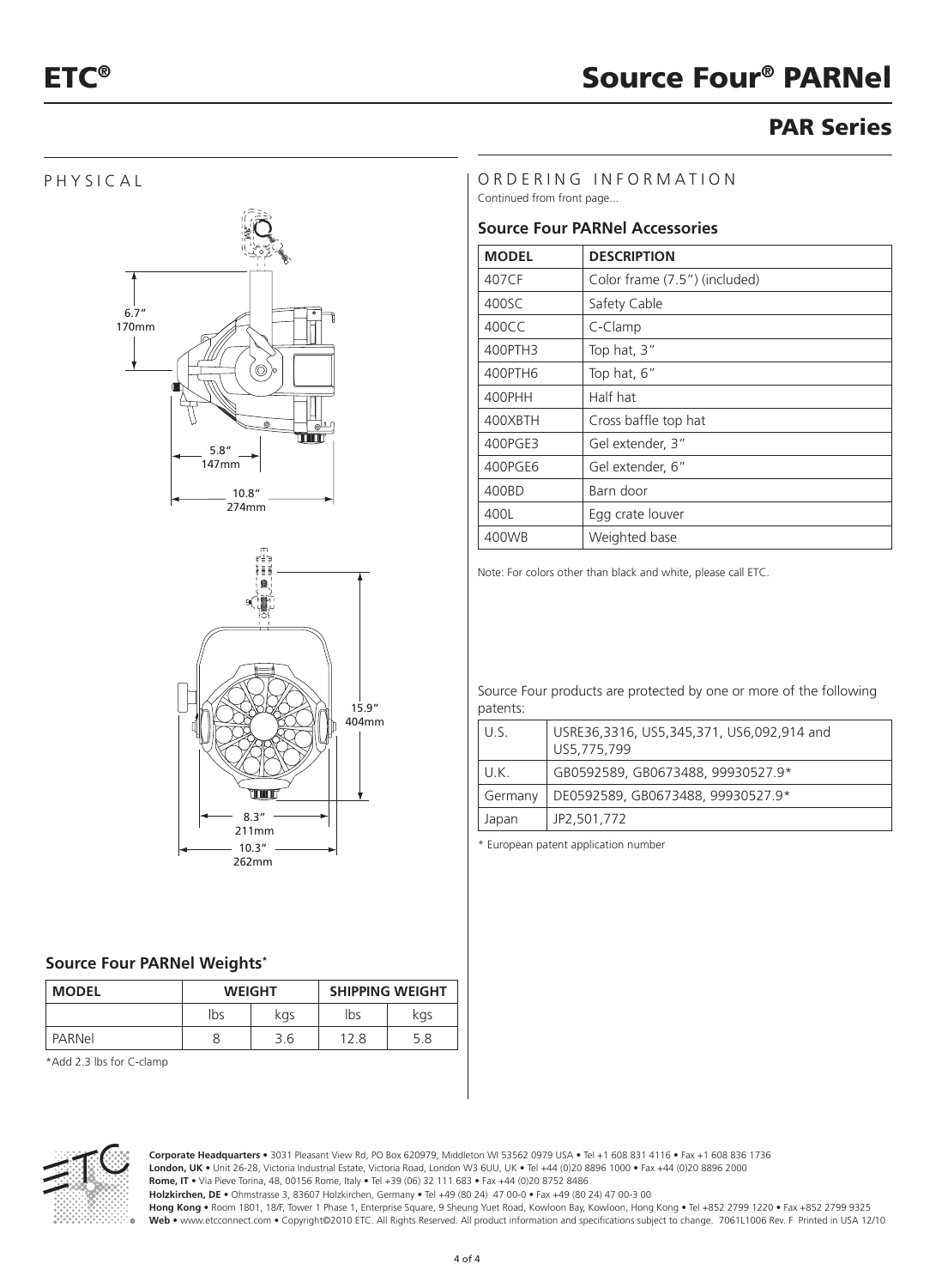# ETC®

# Source Four® PARNel

## PAR Series

## PHYSICAL

6.7"
170mm

5.8"
147mm

10.8"
274mm

15.9"
404mm

8.3"
211mm

10.3"
262mm

### Source Four PARNel Weights*

| MODEL | WEIGHT | | SHIPPING WEIGHT | |
|---|---|---|---|---|
| | lbs | kgs | lbs | kgs |
| PARNel | 8 | 3.6 | 12.8 | 5.8 |

*Add 2.3 lbs for C-clamp

## ORDERING INFORMATION

Continued from front page...

### Source Four PARNel Accessories

| MODEL | DESCRIPTION |
|---|---|
| 407CF | Color frame (7.5") (included) |
| 400SC | Safety Cable |
| 400CC | C-Clamp |
| 400PTH3 | Top hat, 3" |
| 400PTH6 | Top hat, 6" |
| 400PHH | Half hat |
| 400XBTH | Cross baffle top hat |
| 400PGE3 | Gel extender, 3" |
| 400PGE6 | Gel extender, 6" |
| 400BD | Barn door |
| 400L | Egg crate louver |
| 400WB | Weighted base |

Note: For colors other than black and white, please call ETC.

Source Four products are protected by one or more of the following patents:

| | |
|---|---|
| U.S. | USRE36,3316, US5,345,371, US6,092,914 and US5,775,799 |
| U.K. | GB0592589, GB0673488, 99930527.9* |
| Germany | DE0592589, GB0673488, 99930527.9* |
| Japan | JP2,501,772 |

* European patent application number

**Corporate Headquarters** • 3031 Pleasant View Rd, PO Box 620979, Middleton WI 53562 0979 USA • Tel +1 608 831 4116 • Fax +1 608 836 1736
**London, UK** • Unit 26-28, Victoria Industrial Estate, Victoria Road, London W3 6UU, UK • Tel +44 (0)20 8896 1000 • Fax +44 (0)20 8896 2000
**Rome, IT** • Via Pieve Torina, 48, 00156 Rome, Italy • Tel +39 (06) 32 111 683 • Fax +44 (0)20 8752 8486
**Holzkirchen, DE** • Ohmstrasse 3, 83607 Holzkirchen, Germany • Tel +49 (80 24) 47 00-0 • Fax +49 (80 24) 47 00-3 00
**Hong Kong** • Room 1801, 18/F, Tower 1 Phase 1, Enterprise Square, 9 Sheung Yuet Road, Kowloon Bay, Kowloon, Hong Kong • Tel +852 2799 1220 • Fax +852 2799 9325
**Web** • www.etcconnect.com • Copyright©2010 ETC. All Rights Reserved. All product information and specifications subject to change. 7061L1006 Rev. F Printed in USA 12/10